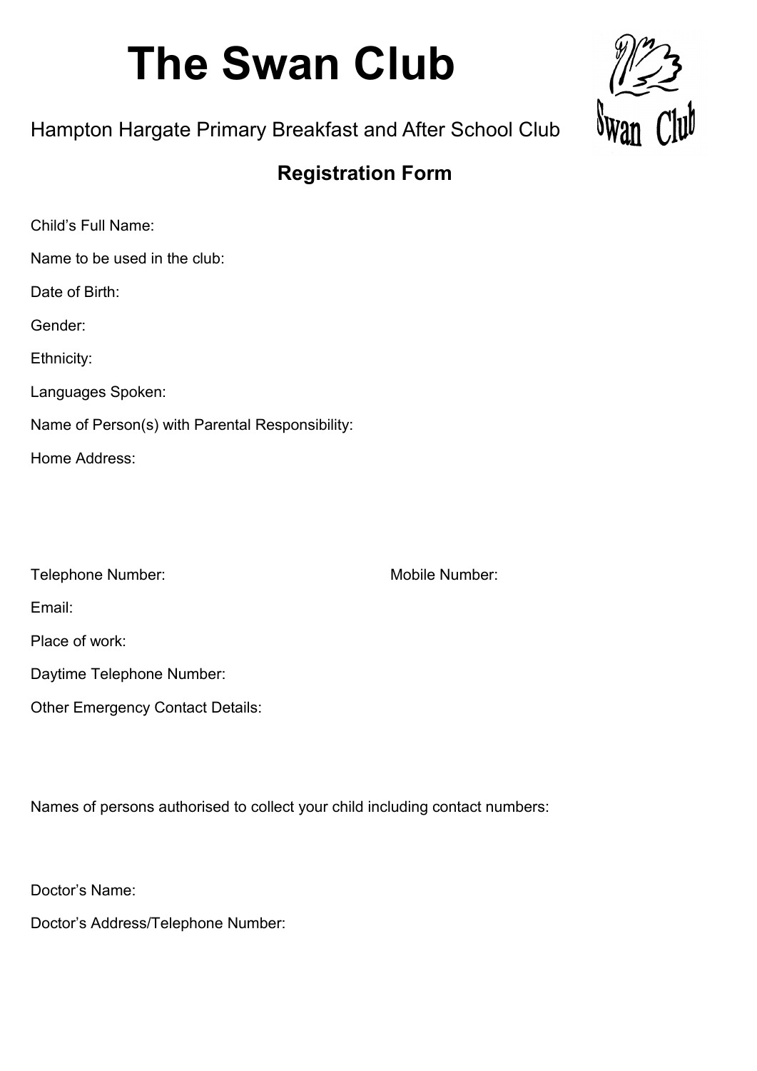# The Swan Club

Hampton Hargate Primary Breakfast and After School Club

## Registration Form

Child's Full Name:

Name to be used in the club:

Date of Birth:

Gender:

Ethnicity:

Languages Spoken:

Name of Person(s) with Parental Responsibility:

Home Address:

Telephone Number:

Mobile Number:

Email:

Place of work:

Daytime Telephone Number:

Other Emergency Contact Details:

Names of persons authorised to collect your child including contact numbers:

Doctor's Name:

Doctor's Address/Telephone Number: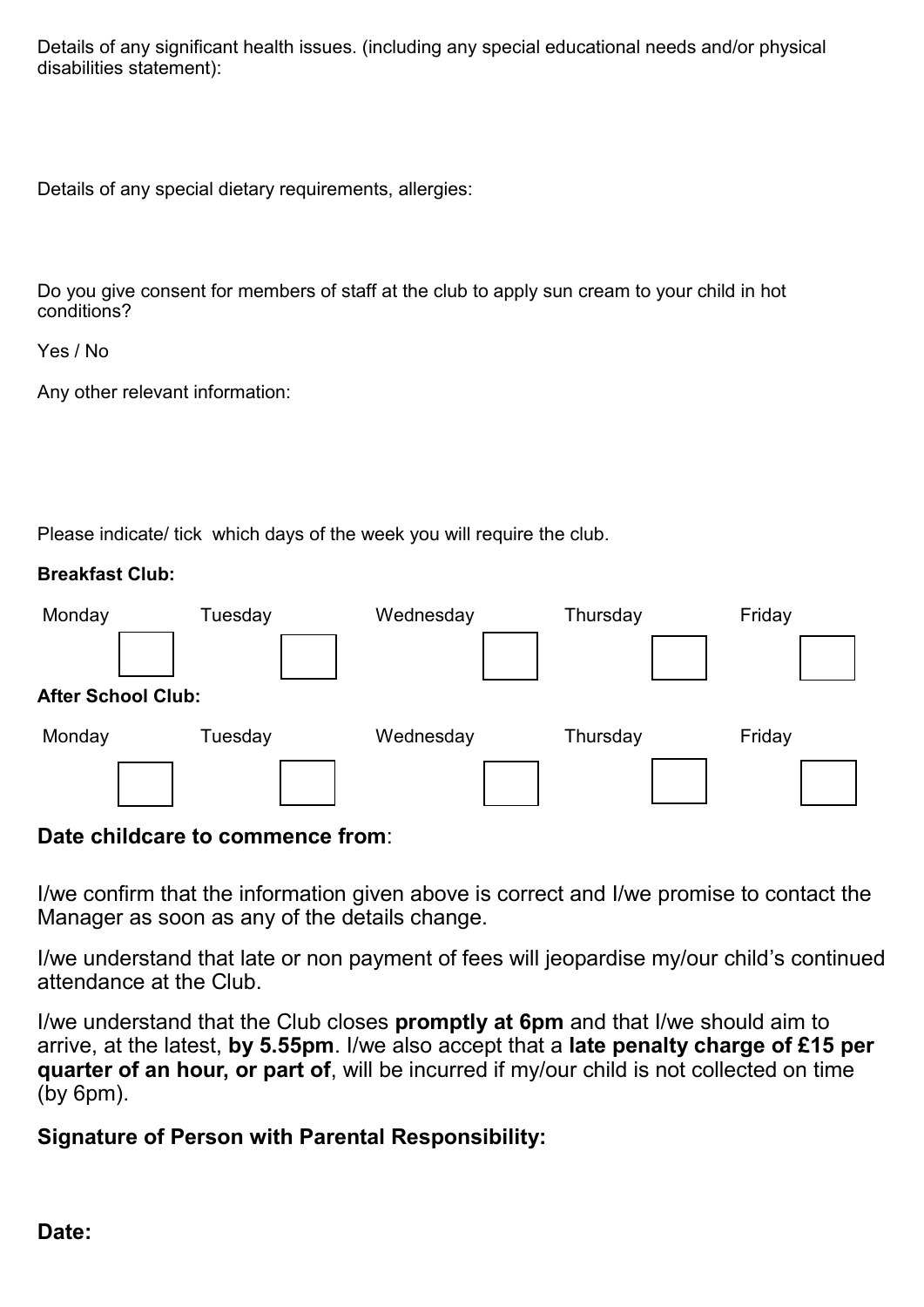Details of any significant health issues. (including any special educational needs and/or physical disabilities statement):

Details of any special dietary requirements, allergies:

Do you give consent for members of staff at the club to apply sun cream to your child in hot conditions?

Yes / No

Any other relevant information:

Please indicate/ tick which days of the week you will require the club.

**Breakfast Club:**

| Monday | Tuesday | Wednesday | Thursday | Friday |
|---|---|---|---|---|
| ☐ | ☐ | ☐ | ☐ | ☐ |

**After School Club:**

| Monday | Tuesday | Wednesday | Thursday | Friday |
|---|---|---|---|---|
| ☐ | ☐ | ☐ | ☐ | ☐ |

**Date childcare to commence from**:

I/we confirm that the information given above is correct and I/we promise to contact the Manager as soon as any of the details change.

I/we understand that late or non payment of fees will jeopardise my/our child's continued attendance at the Club.

I/we understand that the Club closes **promptly at 6pm** and that I/we should aim to arrive, at the latest, **by 5.55pm**. I/we also accept that a **late penalty charge of £15 per quarter of an hour, or part of**, will be incurred if my/our child is not collected on time (by 6pm).

**Signature of Person with Parental Responsibility:**

**Date:**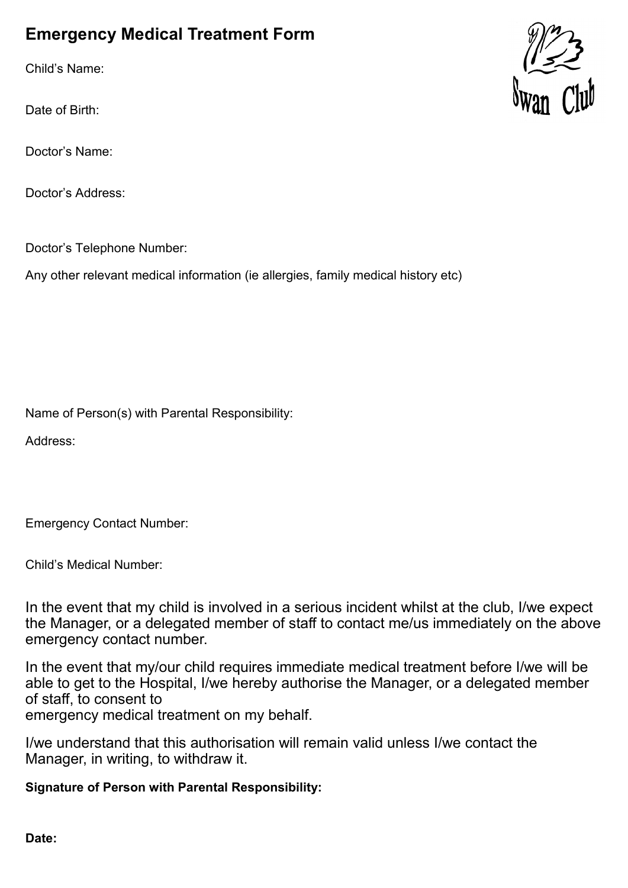# Emergency Medical Treatment Form

Swan Club

Child's Name:

Date of Birth:

Doctor's Name:

Doctor's Address:

Doctor's Telephone Number:

Any other relevant medical information (ie allergies, family medical history etc)

Name of Person(s) with Parental Responsibility:

Address:

Emergency Contact Number:

Child's Medical Number:

In the event that my child is involved in a serious incident whilst at the club, I/we expect the Manager, or a delegated member of staff to contact me/us immediately on the above emergency contact number.

In the event that my/our child requires immediate medical treatment before I/we will be able to get to the Hospital, I/we hereby authorise the Manager, or a delegated member of staff, to consent to emergency medical treatment on my behalf.

I/we understand that this authorisation will remain valid unless I/we contact the Manager, in writing, to withdraw it.

**Signature of Person with Parental Responsibility:**

**Date:**